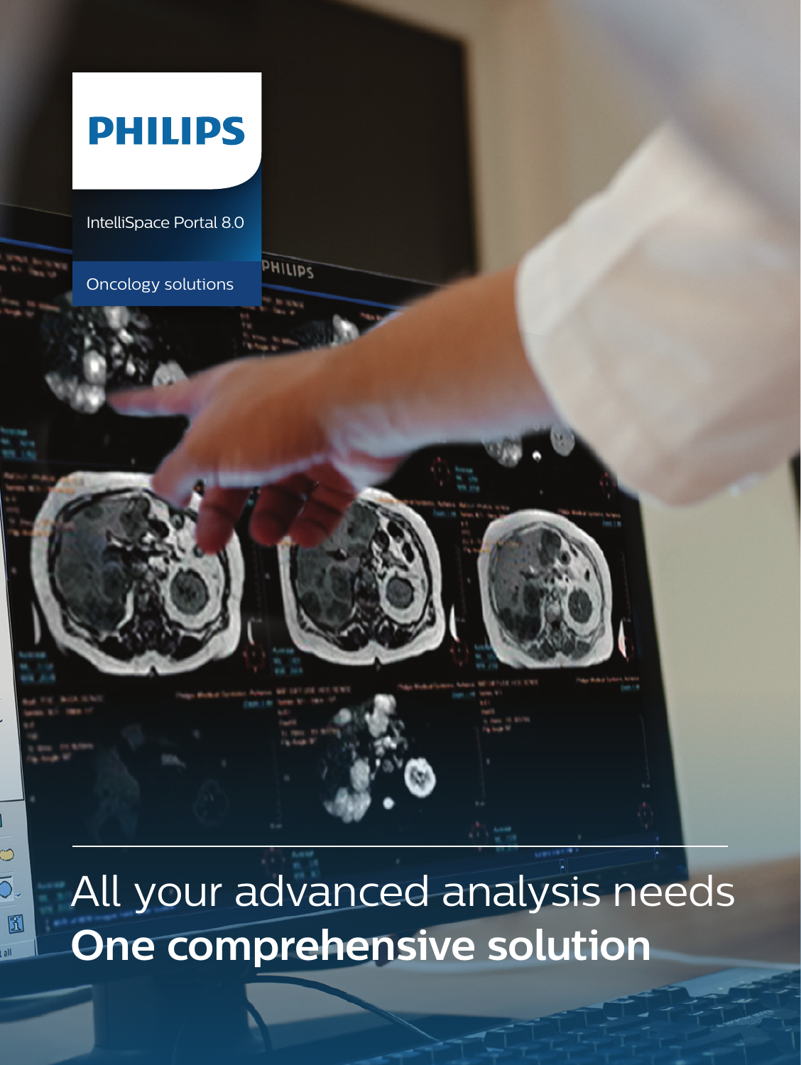PHILIPS

IntelliSpace Portal 8.0

Oncology solutions

# All your advanced analysis needs
# **One comprehensive solution**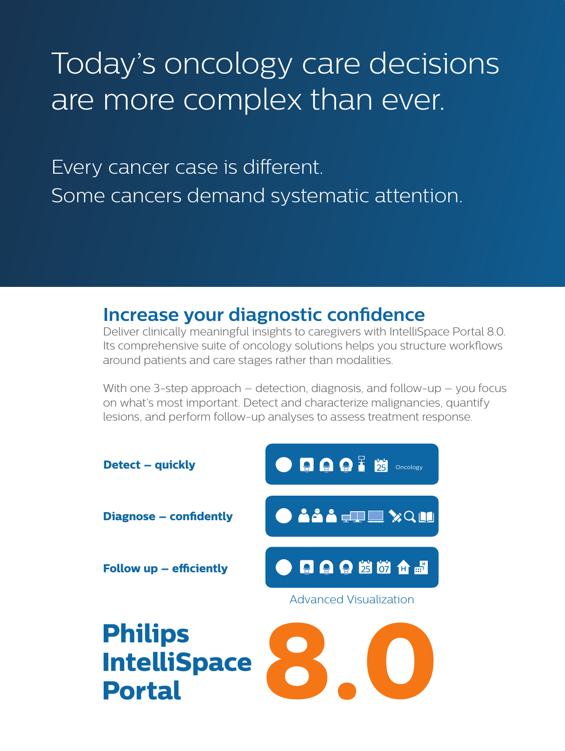# Today's oncology care decisions are more complex than ever.

Every cancer case is different.
Some cancers demand systematic attention.

## Increase your diagnostic confidence

Deliver clinically meaningful insights to caregivers with IntelliSpace Portal 8.0. Its comprehensive suite of oncology solutions helps you structure workflows around patients and care stages rather than modalities.

With one 3-step approach – detection, diagnosis, and follow-up – you focus on what's most important. Detect and characterize malignancies, quantify lesions, and perform follow-up analyses to assess treatment response.

**Detect – quickly**

25 Oncology

**Diagnose – confidently**

**Follow up – efficiently**

25 07 H

Advanced Visualization

# Philips IntelliSpace Portal 8.0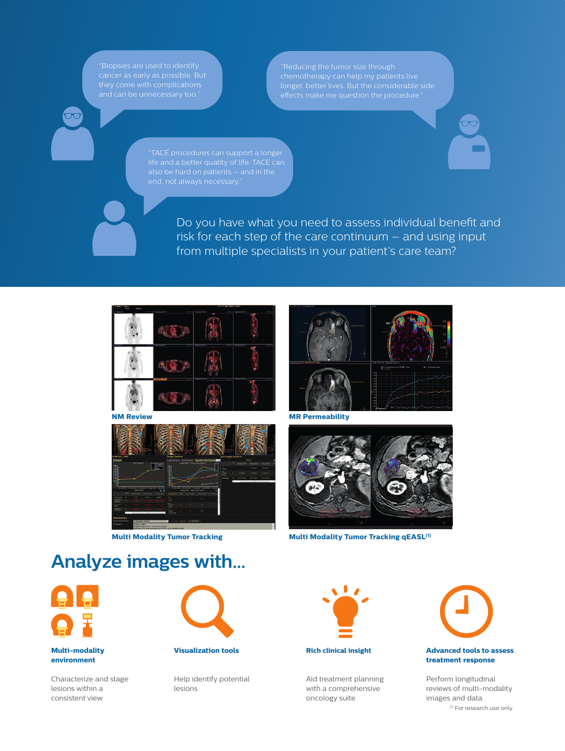"Biopsies are used to identify cancer as early as possible. But they come with complications and can be unnecessary too."

"Reducing the tumor size through chemotherapy can help my patients live longer, better lives. But the considerable side effects make me question the procedure."

"TACE procedures can support a longer life and a better quality of life. TACE can also be hard on patients – and in the end, not always necessary."

Do you have what you need to assess individual benefit and risk for each step of the care continuum – and using input from multiple specialists in your patient's care team?

**NM Review**

**MR Permeability**

**Multi Modality Tumor Tracking**

**Multi Modality Tumor Tracking qEASL[1]**

## Analyze images with...

**Multi-modality environment**

Characterize and stage lesions within a consistent view

**Visualization tools**

Help identify potential lesions

**Rich clinical insight**

Aid treatment planning with a comprehensive oncology suite

**Advanced tools to assess treatment response**

Perform longitudinal reviews of multi-modality images and data

[1] For research use only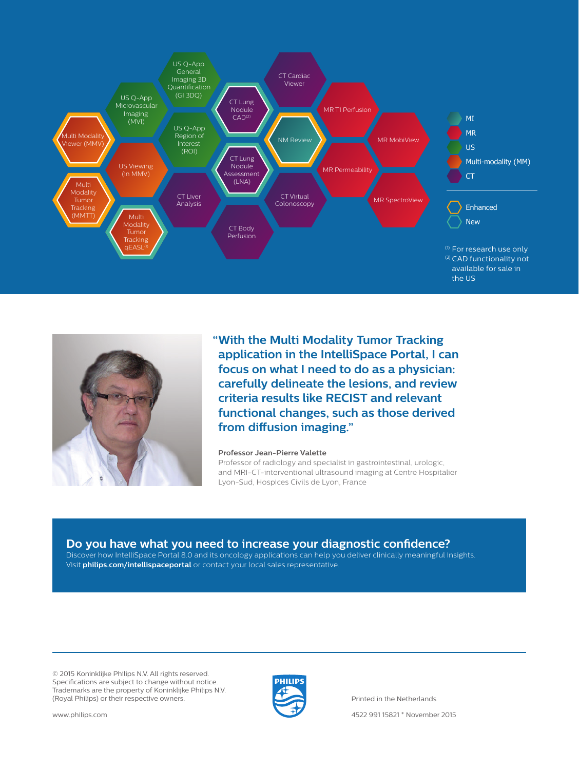US Q-App General Imaging 3D Quantification (GI 3DQ)

US Q-App Microvascular Imaging (MVI)

Multi Modality Viewer (MMV)

US Q-App Region of Interest (ROI)

US Viewing (in MMV)

Multi Modality Tumor Tracking (MMTT)

Multi Modality Tumor Tracking qEASL[1]

CT Lung Nodule CAD[2]

CT Lung Nodule Assessment (LNA)

CT Liver Analysis

CT Body Perfusion

CT Cardiac Viewer

NM Review

CT Virtual Colonoscopy

MR T1 Perfusion

MR Permeability

MR MobiView

MR SpectroView

MI

MR

US

Multi-modality (MM)

CT

Enhanced

New

[1] For research use only
[2] CAD functionality not available for sale in the US

**"With the Multi Modality Tumor Tracking application in the IntelliSpace Portal, I can focus on what I need to do as a physician: carefully delineate the lesions, and review criteria results like RECIST and relevant functional changes, such as those derived from diffusion imaging."**

**Professor Jean-Pierre Valette**
Professor of radiology and specialist in gastrointestinal, urologic, and MRI-CT-interventional ultrasound imaging at Centre Hospitalier Lyon-Sud, Hospices Civils de Lyon, France

## Do you have what you need to increase your diagnostic confidence?

Discover how IntelliSpace Portal 8.0 and its oncology applications can help you deliver clinically meaningful insights. Visit **philips.com/intellispaceportal** or contact your local sales representative.

© 2015 Koninklijke Philips N.V. All rights reserved.
Specifications are subject to change without notice.
Trademarks are the property of Koninklijke Philips N.V. (Royal Philips) or their respective owners.

www.philips.com

PHILIPS

Printed in the Netherlands

4522 991 15821 * November 2015